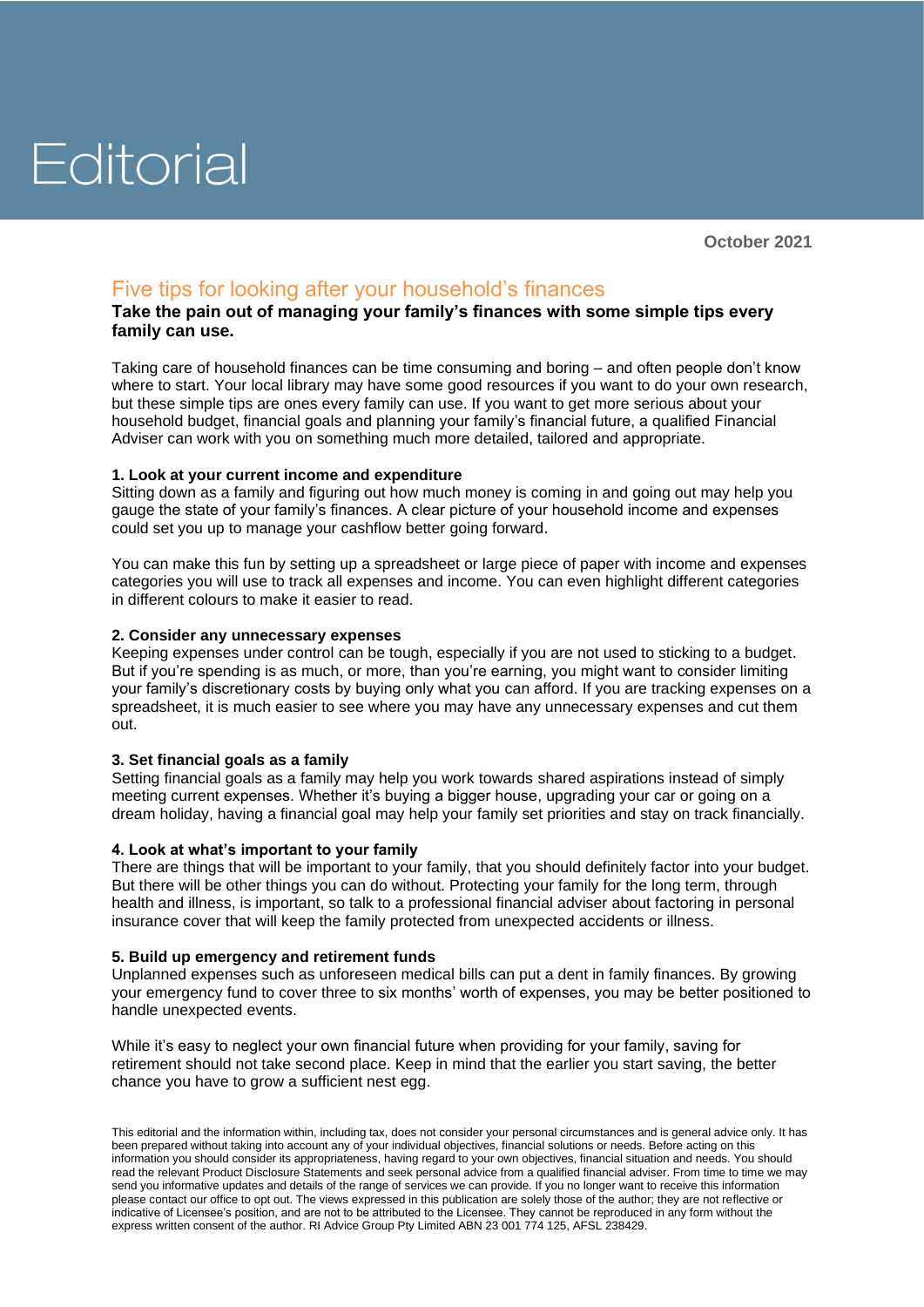# Editorial

**October 2021**

## Five tips for looking after your household's finances

**Take the pain out of managing your family's finances with some simple tips every family can use.**

Taking care of household finances can be time consuming and boring – and often people don't know where to start. Your local library may have some good resources if you want to do your own research, but these simple tips are ones every family can use. If you want to get more serious about your household budget, financial goals and planning your family's financial future, a qualified Financial Adviser can work with you on something much more detailed, tailored and appropriate.

### 1. Look at your current income and expenditure

Sitting down as a family and figuring out how much money is coming in and going out may help you gauge the state of your family's finances. A clear picture of your household income and expenses could set you up to manage your cashflow better going forward.

You can make this fun by setting up a spreadsheet or large piece of paper with income and expenses categories you will use to track all expenses and income. You can even highlight different categories in different colours to make it easier to read.

### 2. Consider any unnecessary expenses

Keeping expenses under control can be tough, especially if you are not used to sticking to a budget. But if you're spending is as much, or more, than you're earning, you might want to consider limiting your family's discretionary costs by buying only what you can afford. If you are tracking expenses on a spreadsheet, it is much easier to see where you may have any unnecessary expenses and cut them out.

### 3. Set financial goals as a family

Setting financial goals as a family may help you work towards shared aspirations instead of simply meeting current expenses. Whether it's buying a bigger house, upgrading your car or going on a dream holiday, having a financial goal may help your family set priorities and stay on track financially.

### 4. Look at what's important to your family

There are things that will be important to your family, that you should definitely factor into your budget. But there will be other things you can do without. Protecting your family for the long term, through health and illness, is important, so talk to a professional financial adviser about factoring in personal insurance cover that will keep the family protected from unexpected accidents or illness.

### 5. Build up emergency and retirement funds

Unplanned expenses such as unforeseen medical bills can put a dent in family finances. By growing your emergency fund to cover three to six months' worth of expenses, you may be better positioned to handle unexpected events.

While it's easy to neglect your own financial future when providing for your family, saving for retirement should not take second place. Keep in mind that the earlier you start saving, the better chance you have to grow a sufficient nest egg.

This editorial and the information within, including tax, does not consider your personal circumstances and is general advice only. It has been prepared without taking into account any of your individual objectives, financial solutions or needs. Before acting on this information you should consider its appropriateness, having regard to your own objectives, financial situation and needs. You should read the relevant Product Disclosure Statements and seek personal advice from a qualified financial adviser. From time to time we may send you informative updates and details of the range of services we can provide. If you no longer want to receive this information please contact our office to opt out. The views expressed in this publication are solely those of the author; they are not reflective or indicative of Licensee's position, and are not to be attributed to the Licensee. They cannot be reproduced in any form without the express written consent of the author. RI Advice Group Pty Limited ABN 23 001 774 125, AFSL 238429.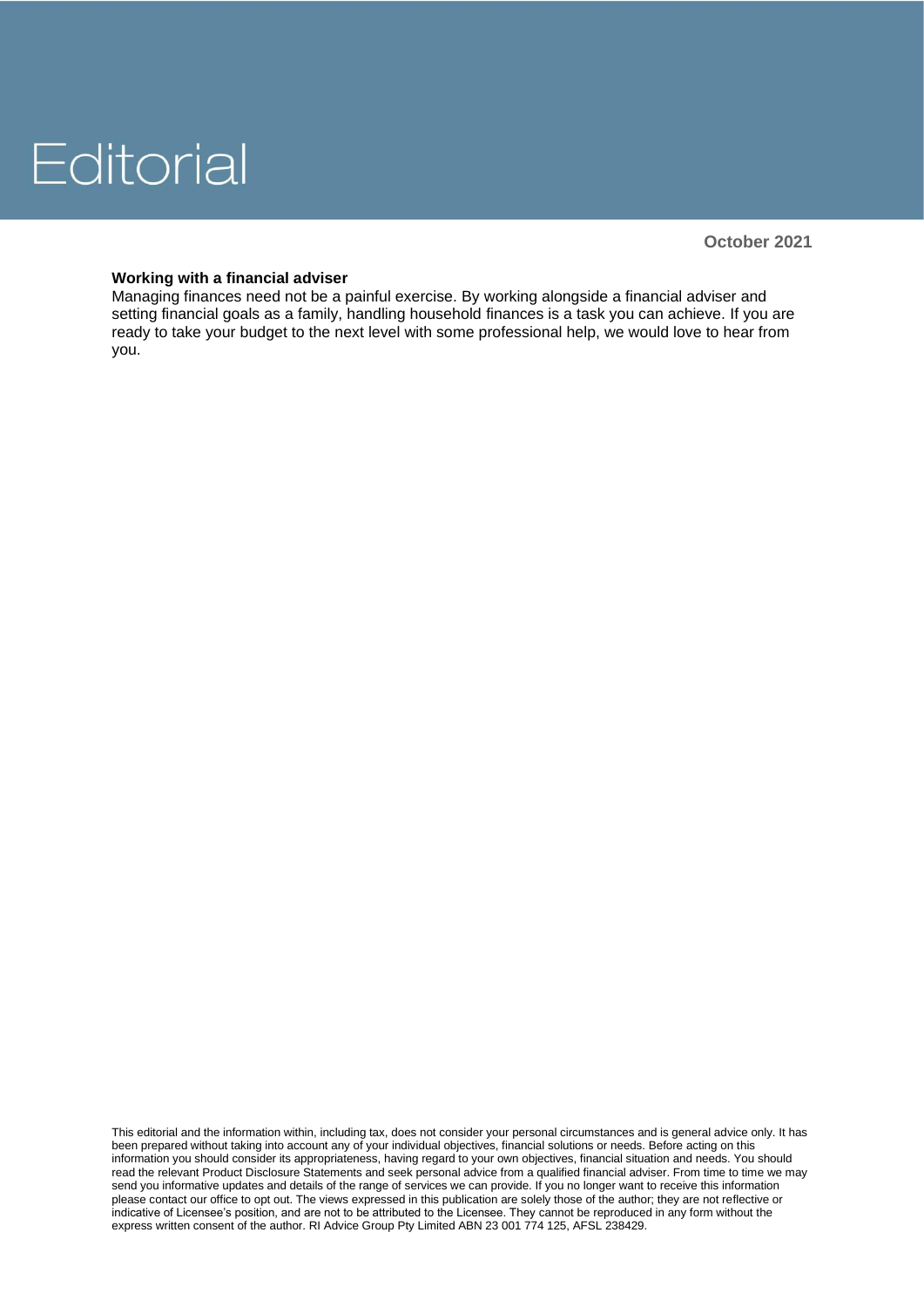# Editorial

October 2021

**Working with a financial adviser**

Managing finances need not be a painful exercise. By working alongside a financial adviser and setting financial goals as a family, handling household finances is a task you can achieve. If you are ready to take your budget to the next level with some professional help, we would love to hear from you.

This editorial and the information within, including tax, does not consider your personal circumstances and is general advice only. It has been prepared without taking into account any of your individual objectives, financial solutions or needs. Before acting on this information you should consider its appropriateness, having regard to your own objectives, financial situation and needs. You should read the relevant Product Disclosure Statements and seek personal advice from a qualified financial adviser. From time to time we may send you informative updates and details of the range of services we can provide. If you no longer want to receive this information please contact our office to opt out. The views expressed in this publication are solely those of the author; they are not reflective or indicative of Licensee's position, and are not to be attributed to the Licensee. They cannot be reproduced in any form without the express written consent of the author. RI Advice Group Pty Limited ABN 23 001 774 125, AFSL 238429.